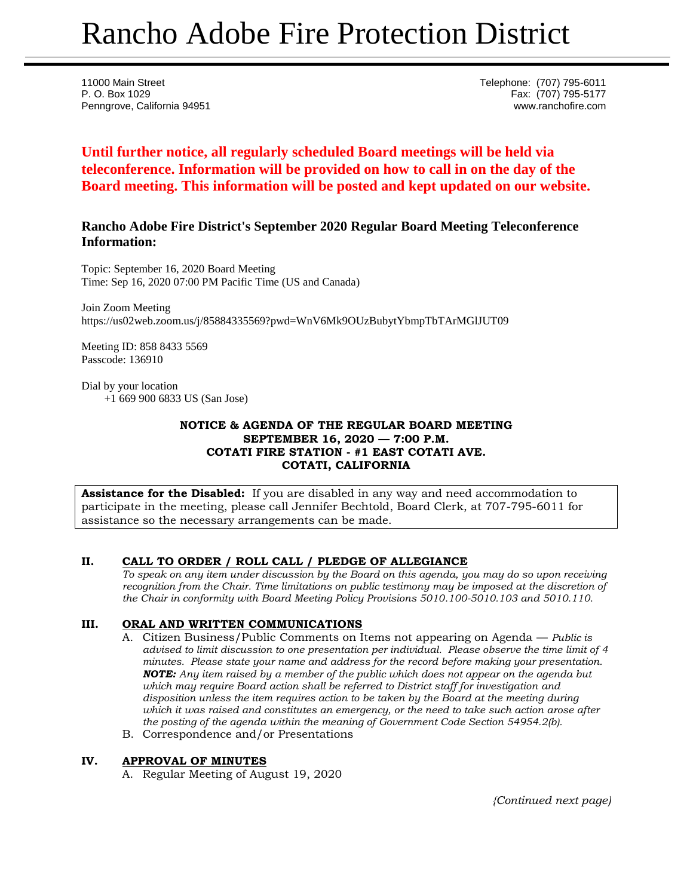# Rancho Adobe Fire Protection District

11000 Main Street
P. O. Box 1029
Penngrove, California 94951

Telephone: (707) 795-6011
Fax: (707) 795-5177
www.ranchofire.com

**Until further notice, all regularly scheduled Board meetings will be held via teleconference. Information will be provided on how to call in on the day of the Board meeting. This information will be posted and kept updated on our website.**

### Rancho Adobe Fire District's September 2020 Regular Board Meeting Teleconference Information:

Topic: September 16, 2020 Board Meeting
Time: Sep 16, 2020 07:00 PM Pacific Time (US and Canada)

Join Zoom Meeting
https://us02web.zoom.us/j/85884335569?pwd=WnV6Mk9OUzBubytYbmpTbTArMGlJUT09

Meeting ID: 858 8433 5569
Passcode: 136910

Dial by your location
+1 669 900 6833 US (San Jose)

**NOTICE & AGENDA OF THE REGULAR BOARD MEETING**
**SEPTEMBER 16, 2020 — 7:00 P.M.**
**COTATI FIRE STATION - #1 EAST COTATI AVE.**
**COTATI, CALIFORNIA**

**Assistance for the Disabled:** If you are disabled in any way and need accommodation to participate in the meeting, please call Jennifer Bechtold, Board Clerk, at 707-795-6011 for assistance so the necessary arrangements can be made.

## II. CALL TO ORDER / ROLL CALL / PLEDGE OF ALLEGIANCE

*To speak on any item under discussion by the Board on this agenda, you may do so upon receiving recognition from the Chair. Time limitations on public testimony may be imposed at the discretion of the Chair in conformity with Board Meeting Policy Provisions 5010.100-5010.103 and 5010.110.*

## III. ORAL AND WRITTEN COMMUNICATIONS

A. Citizen Business/Public Comments on Items not appearing on Agenda — *Public is advised to limit discussion to one presentation per individual. Please observe the time limit of 4 minutes. Please state your name and address for the record before making your presentation.* ***NOTE:*** *Any item raised by a member of the public which does not appear on the agenda but which may require Board action shall be referred to District staff for investigation and disposition unless the item requires action to be taken by the Board at the meeting during which it was raised and constitutes an emergency, or the need to take such action arose after the posting of the agenda within the meaning of Government Code Section 54954.2(b).*

B. Correspondence and/or Presentations

## IV. APPROVAL OF MINUTES

A. Regular Meeting of August 19, 2020

*(Continued next page)*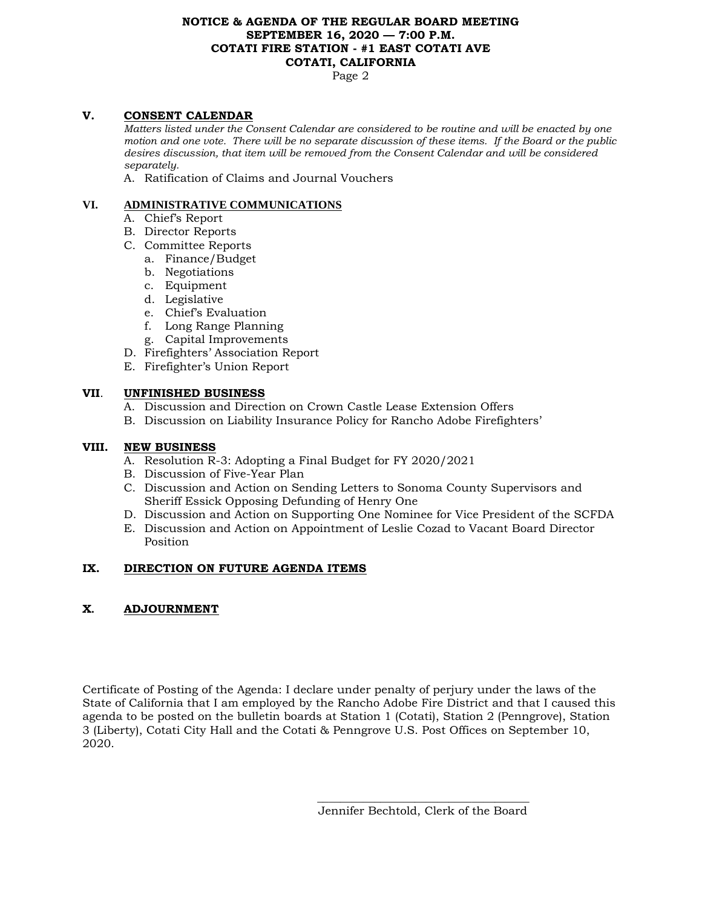## V. CONSENT CALENDAR

*Matters listed under the Consent Calendar are considered to be routine and will be enacted by one motion and one vote. There will be no separate discussion of these items. If the Board or the public desires discussion, that item will be removed from the Consent Calendar and will be considered separately.*

A. Ratification of Claims and Journal Vouchers

## VI. ADMINISTRATIVE COMMUNICATIONS

A. Chief's Report
B. Director Reports
C. Committee Reports
   a. Finance/Budget
   b. Negotiations
   c. Equipment
   d. Legislative
   e. Chief's Evaluation
   f. Long Range Planning
   g. Capital Improvements
D. Firefighters' Association Report
E. Firefighter's Union Report

## VII. UNFINISHED BUSINESS

A. Discussion and Direction on Crown Castle Lease Extension Offers
B. Discussion on Liability Insurance Policy for Rancho Adobe Firefighters'

## VIII. NEW BUSINESS

A. Resolution R-3: Adopting a Final Budget for FY 2020/2021
B. Discussion of Five-Year Plan
C. Discussion and Action on Sending Letters to Sonoma County Supervisors and Sheriff Essick Opposing Defunding of Henry One
D. Discussion and Action on Supporting One Nominee for Vice President of the SCFDA
E. Discussion and Action on Appointment of Leslie Cozad to Vacant Board Director Position

## IX. DIRECTION ON FUTURE AGENDA ITEMS

## X. ADJOURNMENT

Certificate of Posting of the Agenda: I declare under penalty of perjury under the laws of the State of California that I am employed by the Rancho Adobe Fire District and that I caused this agenda to be posted on the bulletin boards at Station 1 (Cotati), Station 2 (Penngrove), Station 3 (Liberty), Cotati City Hall and the Cotati & Penngrove U.S. Post Offices on September 10, 2020.

\_\_\_\_\_\_\_\_\_\_\_\_\_\_\_\_\_\_\_\_\_\_\_\_\_\_\_\_\_\_\_\_\_\_\_\_

Jennifer Bechtold, Clerk of the Board